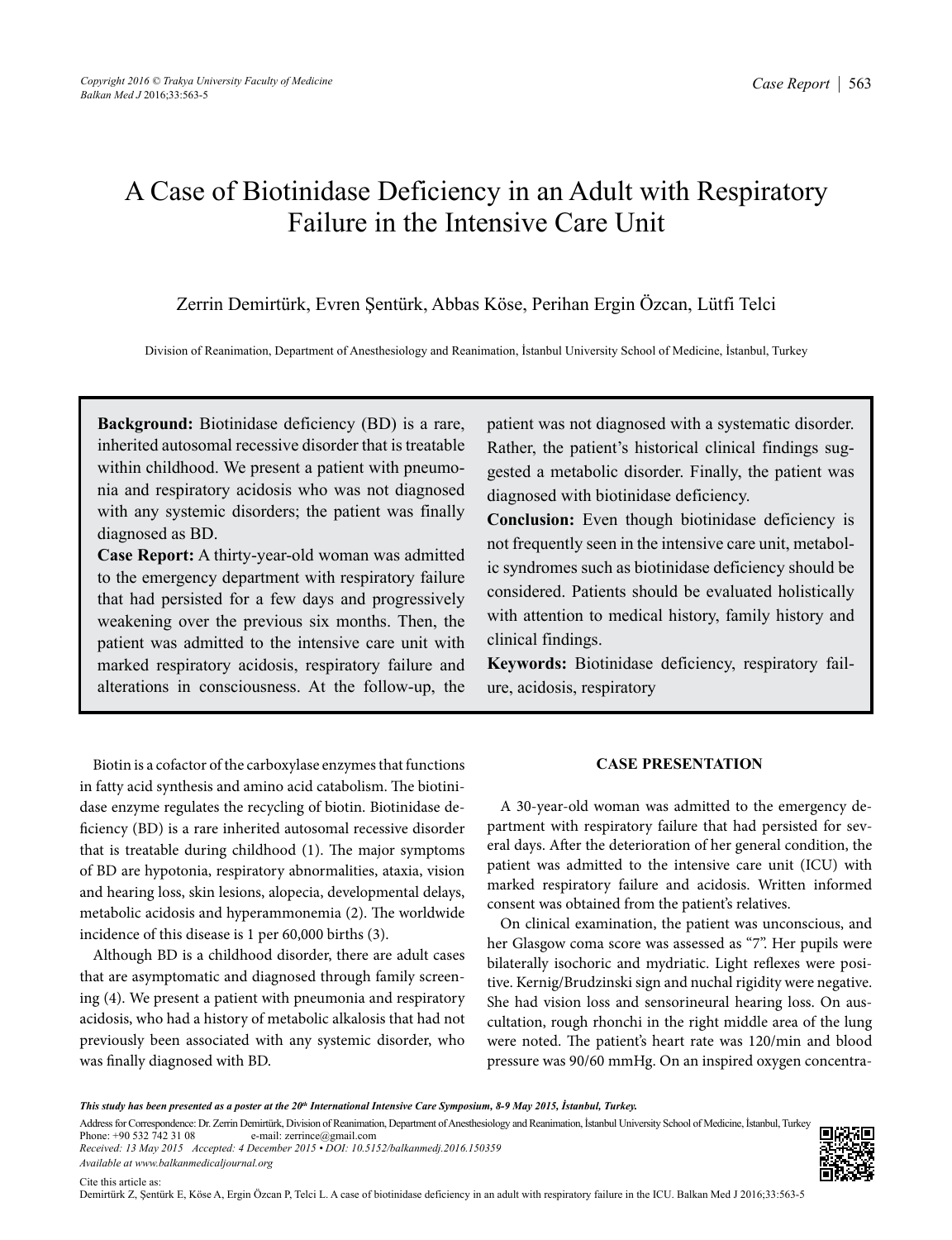# A Case of Biotinidase Deficiency in an Adult with Respiratory Failure in the Intensive Care Unit

Zerrin Demirtürk, Evren Şentürk, Abbas Köse, Perihan Ergin Özcan, Lütfi Telci

Division of Reanimation, Department of Anesthesiology and Reanimation, İstanbul University School of Medicine, İstanbul, Turkey

**Background:** Biotinidase deficiency (BD) is a rare, inherited autosomal recessive disorder that is treatable within childhood. We present a patient with pneumonia and respiratory acidosis who was not diagnosed with any systemic disorders; the patient was finally diagnosed as BD.

**Case Report:** A thirty-year-old woman was admitted to the emergency department with respiratory failure that had persisted for a few days and progressively weakening over the previous six months. Then, the patient was admitted to the intensive care unit with marked respiratory acidosis, respiratory failure and alterations in consciousness. At the follow-up, the patient was not diagnosed with a systematic disorder. Rather, the patient's historical clinical findings suggested a metabolic disorder. Finally, the patient was diagnosed with biotinidase deficiency.

**Conclusion:** Even though biotinidase deficiency is not frequently seen in the intensive care unit, metabolic syndromes such as biotinidase deficiency should be considered. Patients should be evaluated holistically with attention to medical history, family history and clinical findings.

**Keywords:** Biotinidase deficiency, respiratory failure, acidosis, respiratory

Biotin is a cofactor of the carboxylase enzymes that functions in fatty acid synthesis and amino acid catabolism. The biotinidase enzyme regulates the recycling of biotin. Biotinidase deficiency (BD) is a rare inherited autosomal recessive disorder that is treatable during childhood (1). The major symptoms of BD are hypotonia, respiratory abnormalities, ataxia, vision and hearing loss, skin lesions, alopecia, developmental delays, metabolic acidosis and hyperammonemia (2). The worldwide incidence of this disease is 1 per 60,000 births (3).

Although BD is a childhood disorder, there are adult cases that are asymptomatic and diagnosed through family screening (4). We present a patient with pneumonia and respiratory acidosis, who had a history of metabolic alkalosis that had not previously been associated with any systemic disorder, who was finally diagnosed with BD.

## CASE PRESENTATION

A 30-year-old woman was admitted to the emergency department with respiratory failure that had persisted for several days. After the deterioration of her general condition, the patient was admitted to the intensive care unit (ICU) with marked respiratory failure and acidosis. Written informed consent was obtained from the patient's relatives.

On clinical examination, the patient was unconscious, and her Glasgow coma score was assessed as "7". Her pupils were bilaterally isochoric and mydriatic. Light reflexes were positive. Kernig/Brudzinski sign and nuchal rigidity were negative. She had vision loss and sensorineural hearing loss. On auscultation, rough rhonchi in the right middle area of the lung were noted. The patient's heart rate was 120/min and blood pressure was 90/60 mmHg. On an inspired oxygen concentra-

*This study has been presented as a poster at the 20th International Intensive Care Symposium, 8-9 May 2015, İstanbul, Turkey.*

Address for Correspondence: Dr. Zerrin Demirtürk, Division of Reanimation, Department of Anesthesiology and Reanimation, İstanbul University School of Medicine, İstanbul, Turkey
Phone: +90 532 742 31 08 e-mail: zerrince@gmail.com
*Received: 13 May 2015 Accepted: 4 December 2015 • DOI: 10.5152/balkanmedj.2016.150359*
*Available at www.balkanmedicaljournal.org*

Cite this article as:
Demirtürk Z, Şentürk E, Köse A, Ergin Özcan P, Telci L. A case of biotinidase deficiency in an adult with respiratory failure in the ICU. Balkan Med J 2016;33:563-5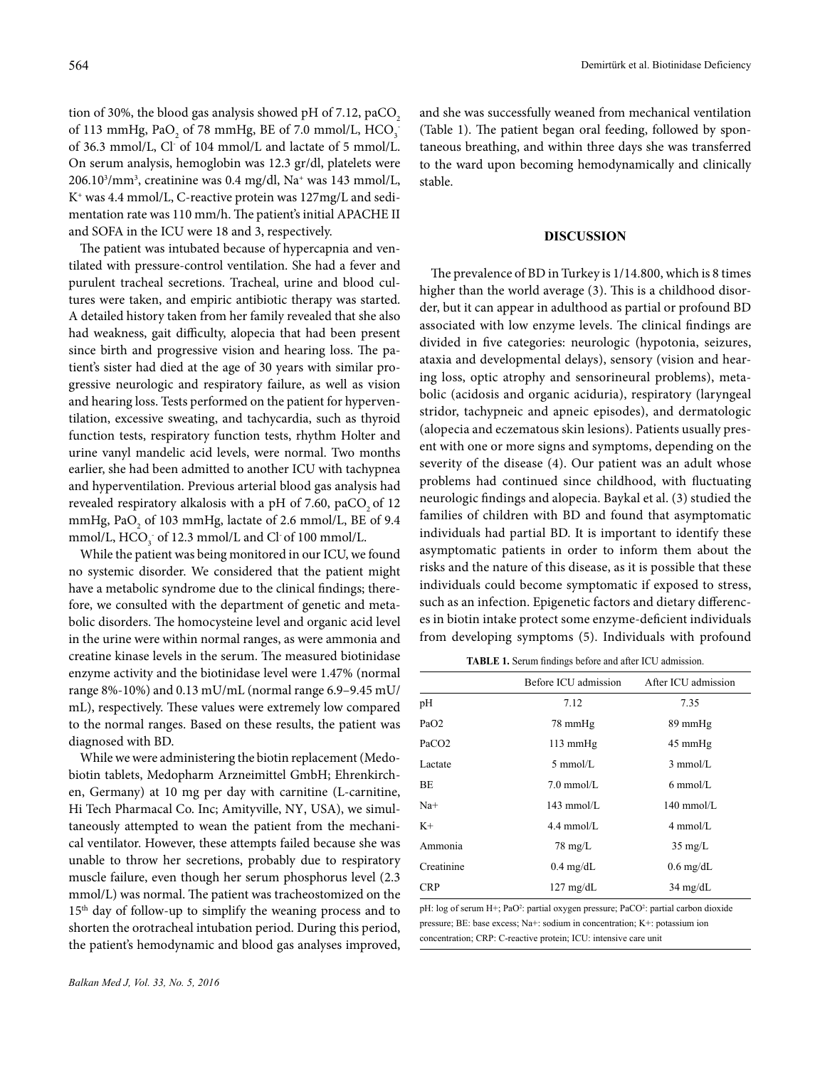tion of 30%, the blood gas analysis showed pH of 7.12, $paCO_2$ of 113 mmHg, $PaO_2$ of 78 mmHg, BE of 7.0 mmol/L, $HCO_3^-$ of 36.3 mmol/L, $Cl^-$ of 104 mmol/L and lactate of 5 mmol/L. On serum analysis, hemoglobin was 12.3 gr/dl, platelets were $206.10^3/mm^3$, creatinine was 0.4 mg/dl, $Na^+$ was 143 mmol/L, $K^+$ was 4.4 mmol/L, C-reactive protein was 127mg/L and sedimentation rate was 110 mm/h. The patient's initial APACHE II and SOFA in the ICU were 18 and 3, respectively.

The patient was intubated because of hypercapnia and ventilated with pressure-control ventilation. She had a fever and purulent tracheal secretions. Tracheal, urine and blood cultures were taken, and empiric antibiotic therapy was started. A detailed history taken from her family revealed that she also had weakness, gait difficulty, alopecia that had been present since birth and progressive vision and hearing loss. The patient's sister had died at the age of 30 years with similar progressive neurologic and respiratory failure, as well as vision and hearing loss. Tests performed on the patient for hyperventilation, excessive sweating, and tachycardia, such as thyroid function tests, respiratory function tests, rhythm Holter and urine vanyl mandelic acid levels, were normal. Two months earlier, she had been admitted to another ICU with tachypnea and hyperventilation. Previous arterial blood gas analysis had revealed respiratory alkalosis with a pH of 7.60, $paCO_2$ of 12 mmHg, $PaO_2$ of 103 mmHg, lactate of 2.6 mmol/L, BE of 9.4 mmol/L, $HCO_3^-$ of 12.3 mmol/L and $Cl^-$ of 100 mmol/L.

While the patient was being monitored in our ICU, we found no systemic disorder. We considered that the patient might have a metabolic syndrome due to the clinical findings; therefore, we consulted with the department of genetic and metabolic disorders. The homocysteine level and organic acid level in the urine were within normal ranges, as were ammonia and creatine kinase levels in the serum. The measured biotinidase enzyme activity and the biotinidase level were 1.47% (normal range 8%-10%) and 0.13 mU/mL (normal range 6.9–9.45 mU/mL), respectively. These values were extremely low compared to the normal ranges. Based on these results, the patient was diagnosed with BD.

While we were administering the biotin replacement (Medobiotin tablets, Medopharm Arzneimittel GmbH; Ehrenkirchen, Germany) at 10 mg per day with carnitine (L-carnitine, Hi Tech Pharmacal Co. Inc; Amityville, NY, USA), we simultaneously attempted to wean the patient from the mechanical ventilator. However, these attempts failed because she was unable to throw her secretions, probably due to respiratory muscle failure, even though her serum phosphorus level (2.3 mmol/L) was normal. The patient was tracheostomized on the 15th day of follow-up to simplify the weaning process and to shorten the orotracheal intubation period. During this period, the patient's hemodynamic and blood gas analyses improved, and she was successfully weaned from mechanical ventilation (Table 1). The patient began oral feeding, followed by spontaneous breathing, and within three days she was transferred to the ward upon becoming hemodynamically and clinically stable.

## DISCUSSION

The prevalence of BD in Turkey is 1/14.800, which is 8 times higher than the world average (3). This is a childhood disorder, but it can appear in adulthood as partial or profound BD associated with low enzyme levels. The clinical findings are divided in five categories: neurologic (hypotonia, seizures, ataxia and developmental delays), sensory (vision and hearing loss, optic atrophy and sensorineural problems), metabolic (acidosis and organic aciduria), respiratory (laryngeal stridor, tachypneic and apneic episodes), and dermatologic (alopecia and eczematous skin lesions). Patients usually present with one or more signs and symptoms, depending on the severity of the disease (4). Our patient was an adult whose problems had continued since childhood, with fluctuating neurologic findings and alopecia. Baykal et al. (3) studied the families of children with BD and found that asymptomatic individuals had partial BD. It is important to identify these asymptomatic patients in order to inform them about the risks and the nature of this disease, as it is possible that these individuals could become symptomatic if exposed to stress, such as an infection. Epigenetic factors and dietary differences in biotin intake protect some enzyme-deficient individuals from developing symptoms (5). Individuals with profound

**TABLE 1.** Serum findings before and after ICU admission.

| | Before ICU admission | After ICU admission |
|---|---|---|
| pH | 7.12 | 7.35 |
| PaO2 | 78 mmHg | 89 mmHg |
| PaCO2 | 113 mmHg | 45 mmHg |
| Lactate | 5 mmol/L | 3 mmol/L |
| BE | 7.0 mmol/L | 6 mmol/L |
| Na+ | 143 mmol/L | 140 mmol/L |
| K+ | 4.4 mmol/L | 4 mmol/L |
| Ammonia | 78 mg/L | 35 mg/L |
| Creatinine | 0.4 mg/dL | 0.6 mg/dL |
| CRP | 127 mg/dL | 34 mg/dL |

pH: log of serum H+; $PaO^2$: partial oxygen pressure; $PaCO^2$: partial carbon dioxide pressure; BE: base excess; Na+: sodium in concentration; K+: potassium ion concentration; CRP: C-reactive protein; ICU: intensive care unit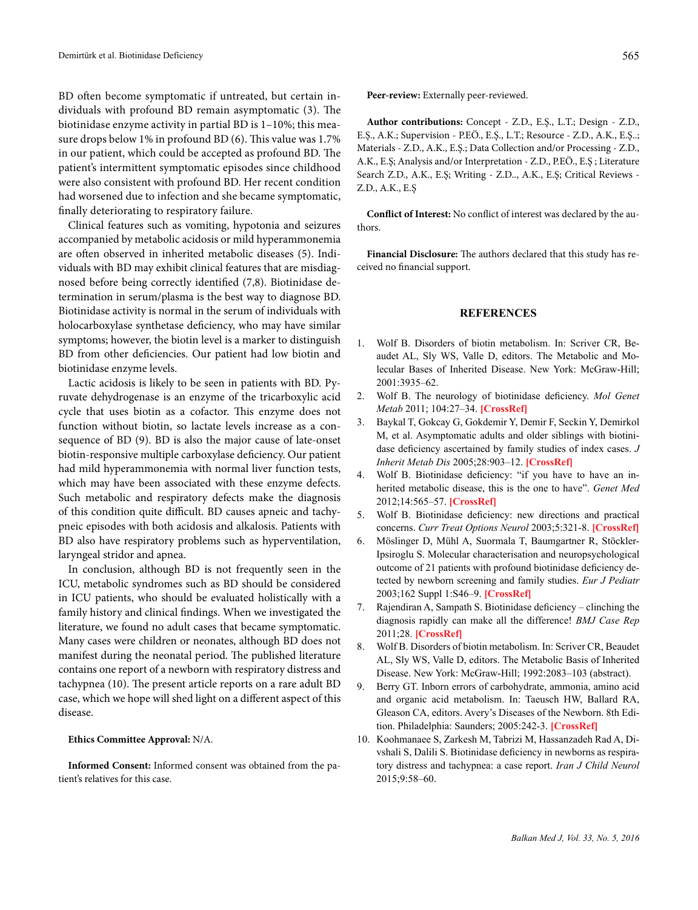BD often become symptomatic if untreated, but certain individuals with profound BD remain asymptomatic (3). The biotinidase enzyme activity in partial BD is 1–10%; this measure drops below 1% in profound BD (6). This value was 1.7% in our patient, which could be accepted as profound BD. The patient's intermittent symptomatic episodes since childhood were also consistent with profound BD. Her recent condition had worsened due to infection and she became symptomatic, finally deteriorating to respiratory failure.

Clinical features such as vomiting, hypotonia and seizures accompanied by metabolic acidosis or mild hyperammonemia are often observed in inherited metabolic diseases (5). Individuals with BD may exhibit clinical features that are misdiagnosed before being correctly identified (7,8). Biotinidase determination in serum/plasma is the best way to diagnose BD. Biotinidase activity is normal in the serum of individuals with holocarboxylase synthetase deficiency, who may have similar symptoms; however, the biotin level is a marker to distinguish BD from other deficiencies. Our patient had low biotin and biotinidase enzyme levels.

Lactic acidosis is likely to be seen in patients with BD. Pyruvate dehydrogenase is an enzyme of the tricarboxylic acid cycle that uses biotin as a cofactor. This enzyme does not function without biotin, so lactate levels increase as a consequence of BD (9). BD is also the major cause of late-onset biotin-responsive multiple carboxylase deficiency. Our patient had mild hyperammonemia with normal liver function tests, which may have been associated with these enzyme defects. Such metabolic and respiratory defects make the diagnosis of this condition quite difficult. BD causes apneic and tachypneic episodes with both acidosis and alkalosis. Patients with BD also have respiratory problems such as hyperventilation, laryngeal stridor and apnea.

In conclusion, although BD is not frequently seen in the ICU, metabolic syndromes such as BD should be considered in ICU patients, who should be evaluated holistically with a family history and clinical findings. When we investigated the literature, we found no adult cases that became symptomatic. Many cases were children or neonates, although BD does not manifest during the neonatal period. The published literature contains one report of a newborn with respiratory distress and tachypnea (10). The present article reports on a rare adult BD case, which we hope will shed light on a different aspect of this disease.

**Ethics Committee Approval:** N/A.

**Informed Consent:** Informed consent was obtained from the patient's relatives for this case.

**Peer-review:** Externally peer-reviewed.

**Author contributions:** Concept - Z.D., E.Ş., L.T.; Design - Z.D., E.Ş., A.K.; Supervision - P.EÖ., E.Ş., L.T.; Resource - Z.D., A.K., E.Ş..; Materials - Z.D., A.K., E.Ş.; Data Collection and/or Processing - Z.D., A.K., E.Ş; Analysis and/or Interpretation - Z.D., P.EÖ., E.Ş ; Literature Search Z.D., A.K., E.Ş; Writing - Z.D.., A.K., E.Ş; Critical Reviews - Z.D., A.K., E.Ş

**Conflict of Interest:** No conflict of interest was declared by the authors.

**Financial Disclosure:** The authors declared that this study has received no financial support.

## REFERENCES

1. Wolf B. Disorders of biotin metabolism. In: Scriver CR, Beaudet AL, Sly WS, Valle D, editors. The Metabolic and Molecular Bases of Inherited Disease. New York: McGraw-Hill; 2001:3935–62.
2. Wolf B. The neurology of biotinidase deficiency. *Mol Genet Metab* 2011; 104:27–34. **[CrossRef]**
3. Baykal T, Gokcay G, Gokdemir Y, Demir F, Seckin Y, Demirkol M, et al. Asymptomatic adults and older siblings with biotinidase deficiency ascertained by family studies of index cases. *J Inherit Metab Dis* 2005;28:903–12. **[CrossRef]**
4. Wolf B. Biotinidase deficiency: "if you have to have an inherited metabolic disease, this is the one to have". *Genet Med* 2012;14:565–57. **[CrossRef]**
5. Wolf B. Biotinidase deficiency: new directions and practical concerns. *Curr Treat Options Neurol* 2003;5:321-8. **[CrossRef]**
6. Möslinger D, Mühl A, Suormala T, Baumgartner R, Stöckler-Ipsiroglu S. Molecular characterisation and neuropsychological outcome of 21 patients with profound biotinidase deficiency detected by newborn screening and family studies. *Eur J Pediatr* 2003;162 Suppl 1:S46–9. **[CrossRef]**
7. Rajendiran A, Sampath S. Biotinidase deficiency – clinching the diagnosis rapidly can make all the difference! *BMJ Case Rep* 2011;28. **[CrossRef]**
8. Wolf B. Disorders of biotin metabolism. In: Scriver CR, Beaudet AL, Sly WS, Valle D, editors. The Metabolic Basis of Inherited Disease. New York: McGraw-Hill; 1992:2083–103 (abstract).
9. Berry GT. Inborn errors of carbohydrate, ammonia, amino acid and organic acid metabolism. In: Taeusch HW, Ballard RA, Gleason CA, editors. Avery's Diseases of the Newborn. 8th Edition. Philadelphia: Saunders; 2005:242-3. **[CrossRef]**
10. Koohmanaee S, Zarkesh M, Tabrizi M, Hassanzadeh Rad A, Divshali S, Dalili S. Biotinidase deficiency in newborns as respiratory distress and tachypnea: a case report. *Iran J Child Neurol* 2015;9:58–60.